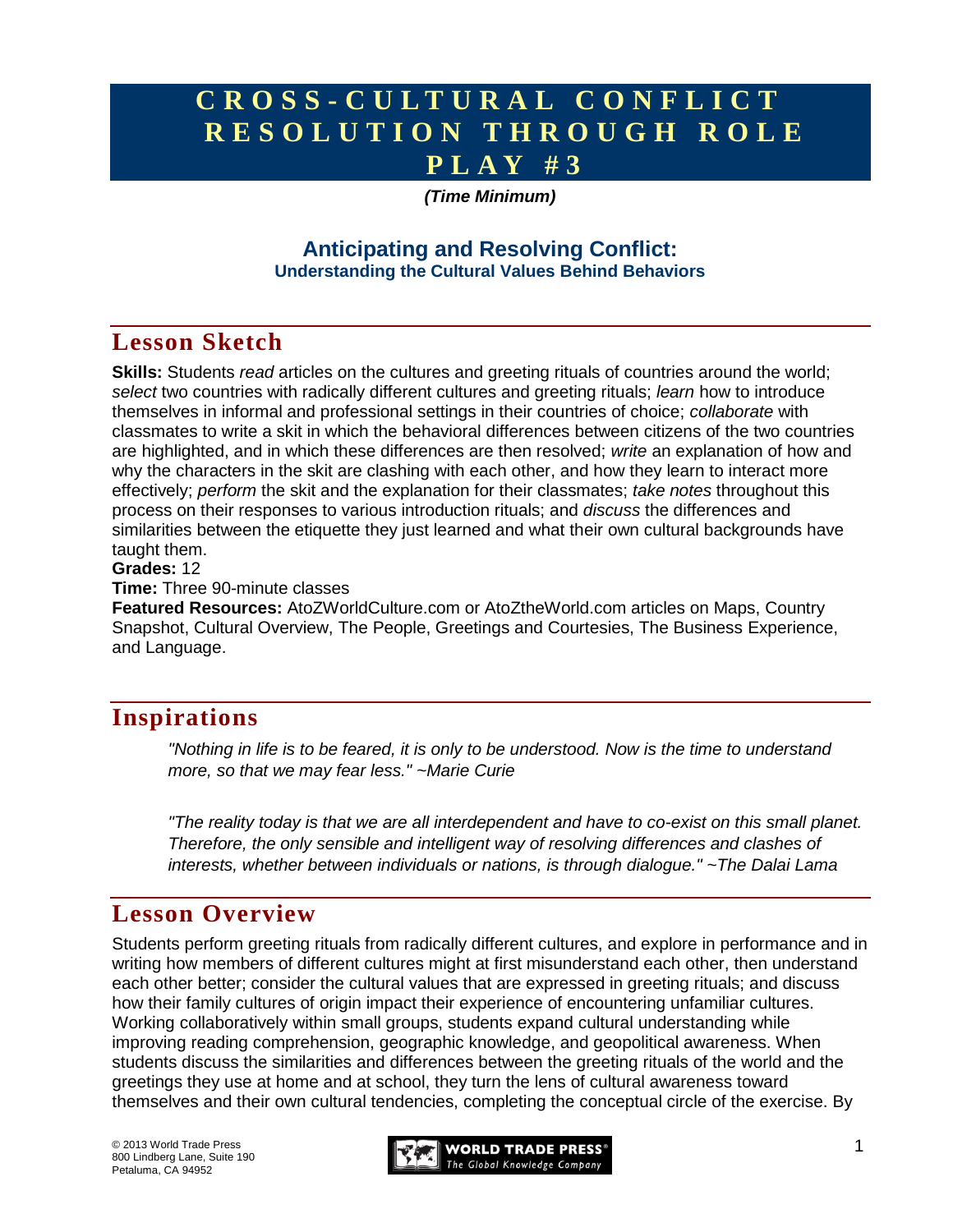# CROSS-CULTURAL CONFLICT RESOLUTION THROUGH ROLE PLAY #3

***(Time Minimum)***

## Anticipating and Resolving Conflict:

### Understanding the Cultural Values Behind Behaviors

## Lesson Sketch

**Skills:** Students *read* articles on the cultures and greeting rituals of countries around the world; *select* two countries with radically different cultures and greeting rituals; *learn* how to introduce themselves in informal and professional settings in their countries of choice; *collaborate* with classmates to write a skit in which the behavioral differences between citizens of the two countries are highlighted, and in which these differences are then resolved; *write* an explanation of how and why the characters in the skit are clashing with each other, and how they learn to interact more effectively; *perform* the skit and the explanation for their classmates; *take notes* throughout this process on their responses to various introduction rituals; and *discuss* the differences and similarities between the etiquette they just learned and what their own cultural backgrounds have taught them.

**Grades:** 12

**Time:** Three 90-minute classes

**Featured Resources:** AtoZWorldCulture.com or AtoZtheWorld.com articles on Maps, Country Snapshot, Cultural Overview, The People, Greetings and Courtesies, The Business Experience, and Language.

## Inspirations

*"Nothing in life is to be feared, it is only to be understood. Now is the time to understand more, so that we may fear less." ~Marie Curie*

*"The reality today is that we are all interdependent and have to co-exist on this small planet. Therefore, the only sensible and intelligent way of resolving differences and clashes of interests, whether between individuals or nations, is through dialogue." ~The Dalai Lama*

## Lesson Overview

Students perform greeting rituals from radically different cultures, and explore in performance and in writing how members of different cultures might at first misunderstand each other, then understand each other better; consider the cultural values that are expressed in greeting rituals; and discuss how their family cultures of origin impact their experience of encountering unfamiliar cultures. Working collaboratively within small groups, students expand cultural understanding while improving reading comprehension, geographic knowledge, and geopolitical awareness. When students discuss the similarities and differences between the greeting rituals of the world and the greetings they use at home and at school, they turn the lens of cultural awareness toward themselves and their own cultural tendencies, completing the conceptual circle of the exercise. By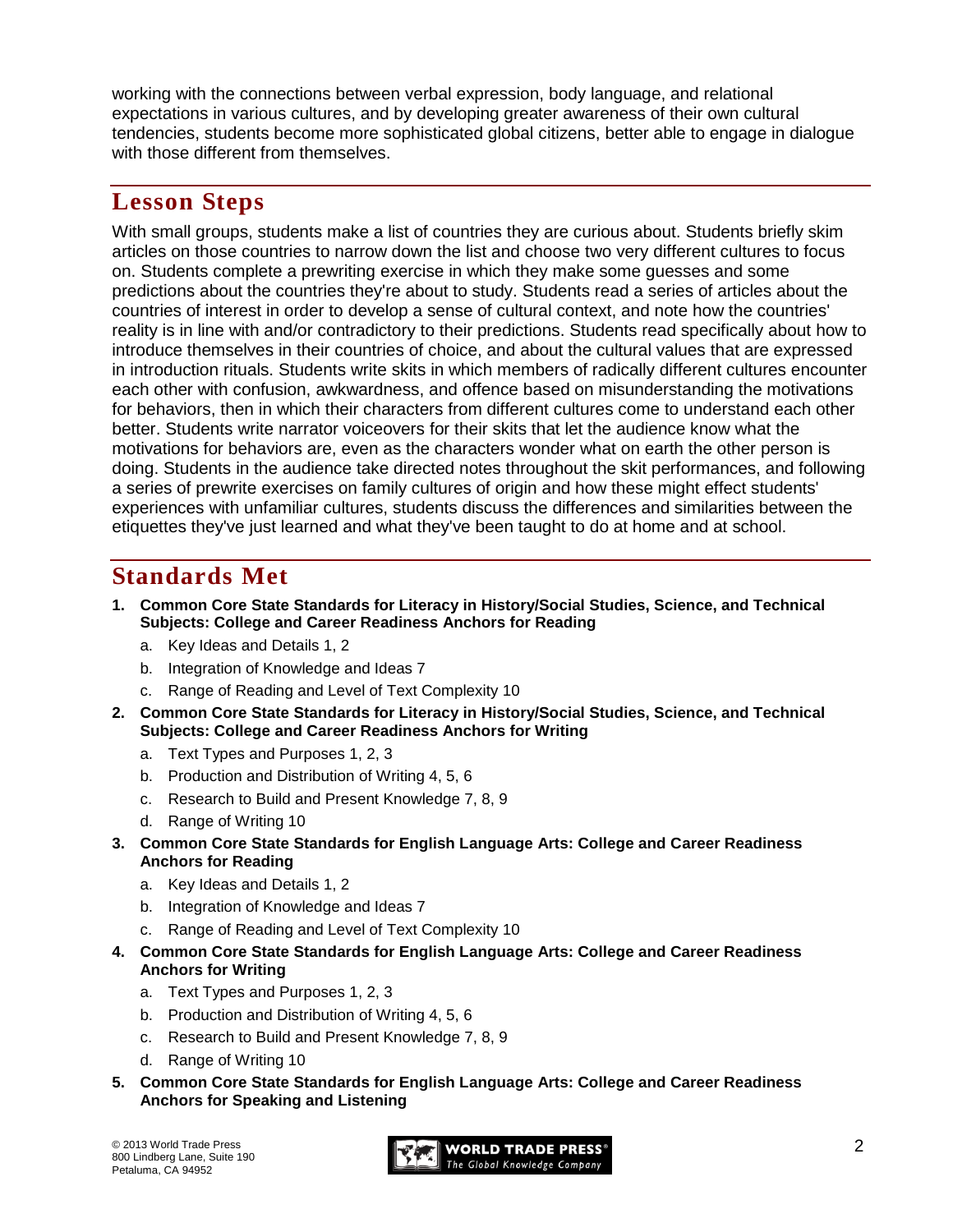working with the connections between verbal expression, body language, and relational expectations in various cultures, and by developing greater awareness of their own cultural tendencies, students become more sophisticated global citizens, better able to engage in dialogue with those different from themselves.

## Lesson Steps

With small groups, students make a list of countries they are curious about. Students briefly skim articles on those countries to narrow down the list and choose two very different cultures to focus on. Students complete a prewriting exercise in which they make some guesses and some predictions about the countries they're about to study. Students read a series of articles about the countries of interest in order to develop a sense of cultural context, and note how the countries' reality is in line with and/or contradictory to their predictions. Students read specifically about how to introduce themselves in their countries of choice, and about the cultural values that are expressed in introduction rituals. Students write skits in which members of radically different cultures encounter each other with confusion, awkwardness, and offence based on misunderstanding the motivations for behaviors, then in which their characters from different cultures come to understand each other better. Students write narrator voiceovers for their skits that let the audience know what the motivations for behaviors are, even as the characters wonder what on earth the other person is doing. Students in the audience take directed notes throughout the skit performances, and following a series of prewrite exercises on family cultures of origin and how these might effect students' experiences with unfamiliar cultures, students discuss the differences and similarities between the etiquettes they've just learned and what they've been taught to do at home and at school.

## Standards Met

1. **Common Core State Standards for Literacy in History/Social Studies, Science, and Technical Subjects: College and Career Readiness Anchors for Reading**
   a. Key Ideas and Details 1, 2
   b. Integration of Knowledge and Ideas 7
   c. Range of Reading and Level of Text Complexity 10
2. **Common Core State Standards for Literacy in History/Social Studies, Science, and Technical Subjects: College and Career Readiness Anchors for Writing**
   a. Text Types and Purposes 1, 2, 3
   b. Production and Distribution of Writing 4, 5, 6
   c. Research to Build and Present Knowledge 7, 8, 9
   d. Range of Writing 10
3. **Common Core State Standards for English Language Arts: College and Career Readiness Anchors for Reading**
   a. Key Ideas and Details 1, 2
   b. Integration of Knowledge and Ideas 7
   c. Range of Reading and Level of Text Complexity 10
4. **Common Core State Standards for English Language Arts: College and Career Readiness Anchors for Writing**
   a. Text Types and Purposes 1, 2, 3
   b. Production and Distribution of Writing 4, 5, 6
   c. Research to Build and Present Knowledge 7, 8, 9
   d. Range of Writing 10
5. **Common Core State Standards for English Language Arts: College and Career Readiness Anchors for Speaking and Listening**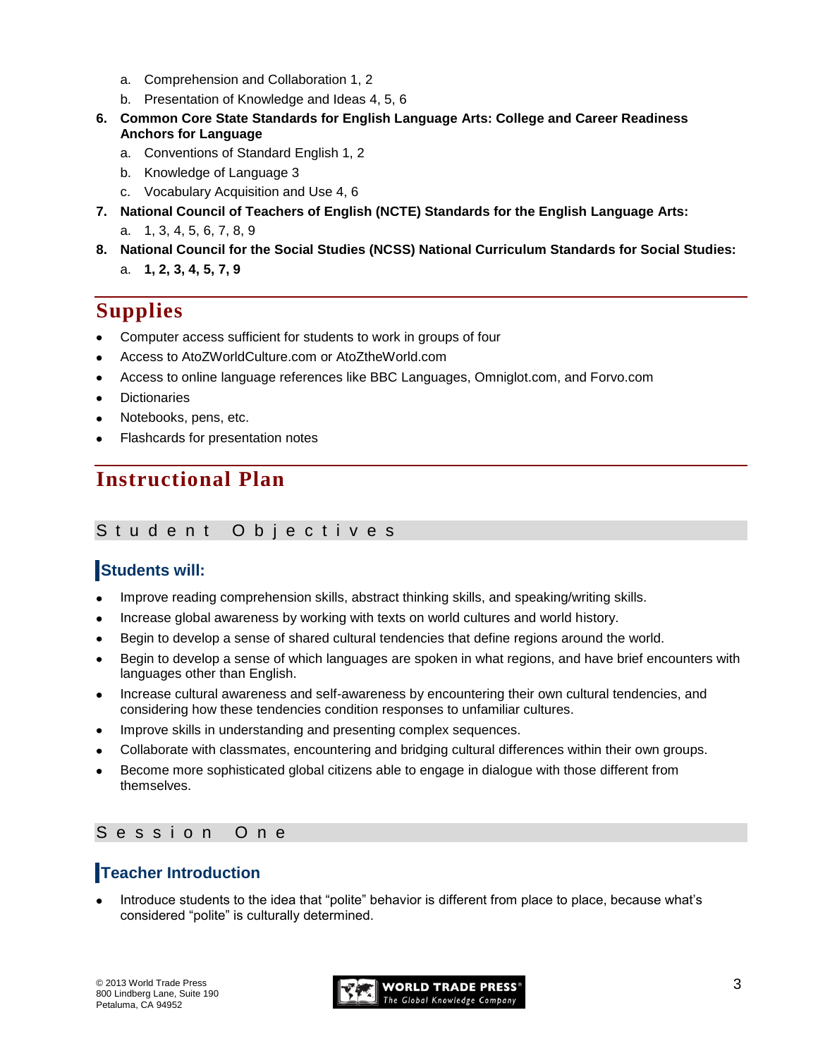a. Comprehension and Collaboration 1, 2
   b. Presentation of Knowledge and Ideas 4, 5, 6

6. **Common Core State Standards for English Language Arts: College and Career Readiness Anchors for Language**
   a. Conventions of Standard English 1, 2
   b. Knowledge of Language 3
   c. Vocabulary Acquisition and Use 4, 6
7. **National Council of Teachers of English (NCTE) Standards for the English Language Arts:**
   a. 1, 3, 4, 5, 6, 7, 8, 9
8. **National Council for the Social Studies (NCSS) National Curriculum Standards for Social Studies:**
   a. **1, 2, 3, 4, 5, 7, 9**

## Supplies

- Computer access sufficient for students to work in groups of four
- Access to AtoZWorldCulture.com or AtoZtheWorld.com
- Access to online language references like BBC Languages, Omniglot.com, and Forvo.com
- Dictionaries
- Notebooks, pens, etc.
- Flashcards for presentation notes

## Instructional Plan

### Student Objectives

#### Students will:

- Improve reading comprehension skills, abstract thinking skills, and speaking/writing skills.
- Increase global awareness by working with texts on world cultures and world history.
- Begin to develop a sense of shared cultural tendencies that define regions around the world.
- Begin to develop a sense of which languages are spoken in what regions, and have brief encounters with languages other than English.
- Increase cultural awareness and self-awareness by encountering their own cultural tendencies, and considering how these tendencies condition responses to unfamiliar cultures.
- Improve skills in understanding and presenting complex sequences.
- Collaborate with classmates, encountering and bridging cultural differences within their own groups.
- Become more sophisticated global citizens able to engage in dialogue with those different from themselves.

### Session One

#### Teacher Introduction

- Introduce students to the idea that "polite" behavior is different from place to place, because what's considered "polite" is culturally determined.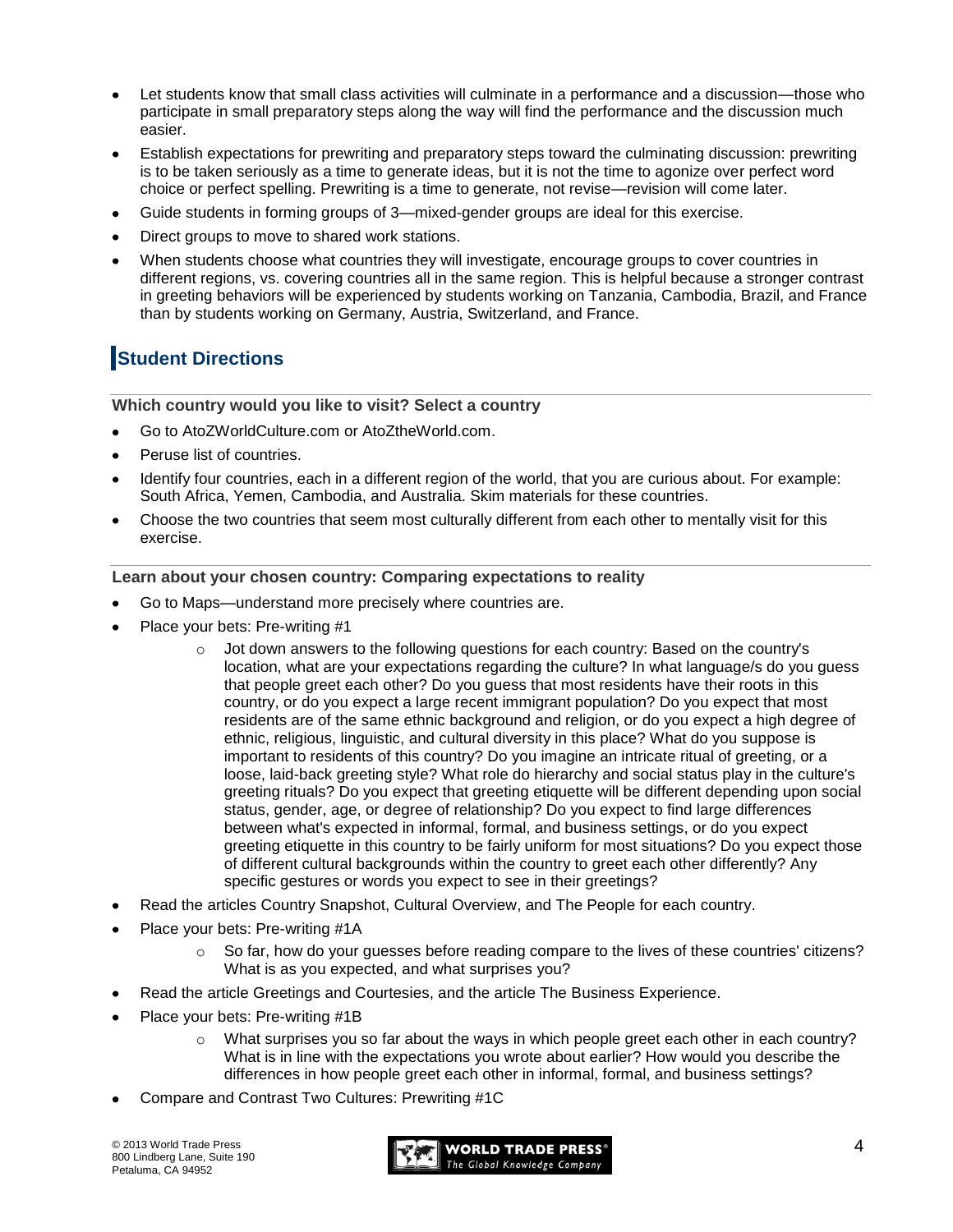- Let students know that small class activities will culminate in a performance and a discussion—those who participate in small preparatory steps along the way will find the performance and the discussion much easier.
- Establish expectations for prewriting and preparatory steps toward the culminating discussion: prewriting is to be taken seriously as a time to generate ideas, but it is not the time to agonize over perfect word choice or perfect spelling. Prewriting is a time to generate, not revise—revision will come later.
- Guide students in forming groups of 3—mixed-gender groups are ideal for this exercise.
- Direct groups to move to shared work stations.
- When students choose what countries they will investigate, encourage groups to cover countries in different regions, vs. covering countries all in the same region. This is helpful because a stronger contrast in greeting behaviors will be experienced by students working on Tanzania, Cambodia, Brazil, and France than by students working on Germany, Austria, Switzerland, and France.

## Student Directions

**Which country would you like to visit? Select a country**

- Go to AtoZWorldCulture.com or AtoZtheWorld.com.
- Peruse list of countries.
- Identify four countries, each in a different region of the world, that you are curious about. For example: South Africa, Yemen, Cambodia, and Australia. Skim materials for these countries.
- Choose the two countries that seem most culturally different from each other to mentally visit for this exercise.

**Learn about your chosen country: Comparing expectations to reality**

- Go to Maps—understand more precisely where countries are.
- Place your bets: Pre-writing #1
  - Jot down answers to the following questions for each country: Based on the country's location, what are your expectations regarding the culture? In what language/s do you guess that people greet each other? Do you guess that most residents have their roots in this country, or do you expect a large recent immigrant population? Do you expect that most residents are of the same ethnic background and religion, or do you expect a high degree of ethnic, religious, linguistic, and cultural diversity in this place? What do you suppose is important to residents of this country? Do you imagine an intricate ritual of greeting, or a loose, laid-back greeting style? What role do hierarchy and social status play in the culture's greeting rituals? Do you expect that greeting etiquette will be different depending upon social status, gender, age, or degree of relationship? Do you expect to find large differences between what's expected in informal, formal, and business settings, or do you expect greeting etiquette in this country to be fairly uniform for most situations? Do you expect those of different cultural backgrounds within the country to greet each other differently? Any specific gestures or words you expect to see in their greetings?
- Read the articles Country Snapshot, Cultural Overview, and The People for each country.
- Place your bets: Pre-writing #1A
  - So far, how do your guesses before reading compare to the lives of these countries' citizens? What is as you expected, and what surprises you?
- Read the article Greetings and Courtesies, and the article The Business Experience.
- Place your bets: Pre-writing #1B
  - What surprises you so far about the ways in which people greet each other in each country? What is in line with the expectations you wrote about earlier? How would you describe the differences in how people greet each other in informal, formal, and business settings?
- Compare and Contrast Two Cultures: Prewriting #1C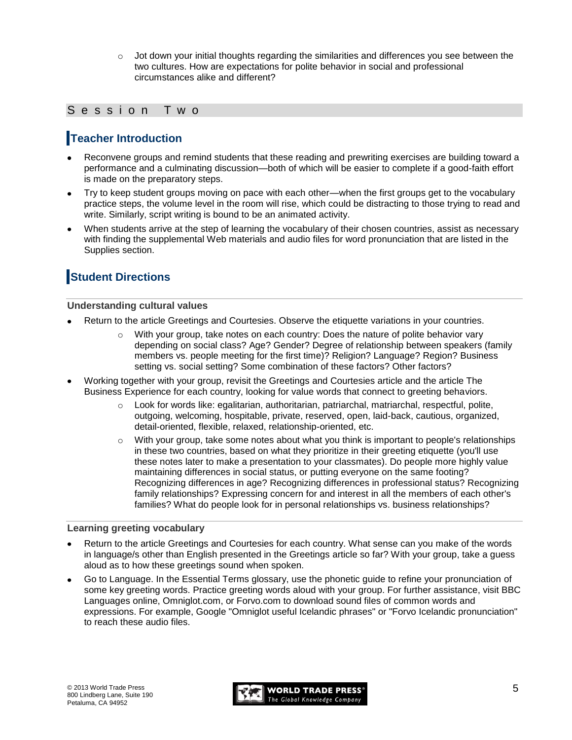- Jot down your initial thoughts regarding the similarities and differences you see between the two cultures. How are expectations for polite behavior in social and professional circumstances alike and different?

## Session Two

### Teacher Introduction

- Reconvene groups and remind students that these reading and prewriting exercises are building toward a performance and a culminating discussion—both of which will be easier to complete if a good-faith effort is made on the preparatory steps.
- Try to keep student groups moving on pace with each other—when the first groups get to the vocabulary practice steps, the volume level in the room will rise, which could be distracting to those trying to read and write. Similarly, script writing is bound to be an animated activity.
- When students arrive at the step of learning the vocabulary of their chosen countries, assist as necessary with finding the supplemental Web materials and audio files for word pronunciation that are listed in the Supplies section.

### Student Directions

#### Understanding cultural values

- Return to the article Greetings and Courtesies. Observe the etiquette variations in your countries.
  - With your group, take notes on each country: Does the nature of polite behavior vary depending on social class? Age? Gender? Degree of relationship between speakers (family members vs. people meeting for the first time)? Religion? Language? Region? Business setting vs. social setting? Some combination of these factors? Other factors?
- Working together with your group, revisit the Greetings and Courtesies article and the article The Business Experience for each country, looking for value words that connect to greeting behaviors.
  - Look for words like: egalitarian, authoritarian, patriarchal, matriarchal, respectful, polite, outgoing, welcoming, hospitable, private, reserved, open, laid-back, cautious, organized, detail-oriented, flexible, relaxed, relationship-oriented, etc.
  - With your group, take some notes about what you think is important to people's relationships in these two countries, based on what they prioritize in their greeting etiquette (you'll use these notes later to make a presentation to your classmates). Do people more highly value maintaining differences in social status, or putting everyone on the same footing? Recognizing differences in age? Recognizing differences in professional status? Recognizing family relationships? Expressing concern for and interest in all the members of each other's families? What do people look for in personal relationships vs. business relationships?

#### Learning greeting vocabulary

- Return to the article Greetings and Courtesies for each country. What sense can you make of the words in language/s other than English presented in the Greetings article so far? With your group, take a guess aloud as to how these greetings sound when spoken.
- Go to Language. In the Essential Terms glossary, use the phonetic guide to refine your pronunciation of some key greeting words. Practice greeting words aloud with your group. For further assistance, visit BBC Languages online, Omniglot.com, or Forvo.com to download sound files of common words and expressions. For example, Google "Omniglot useful Icelandic phrases" or "Forvo Icelandic pronunciation" to reach these audio files.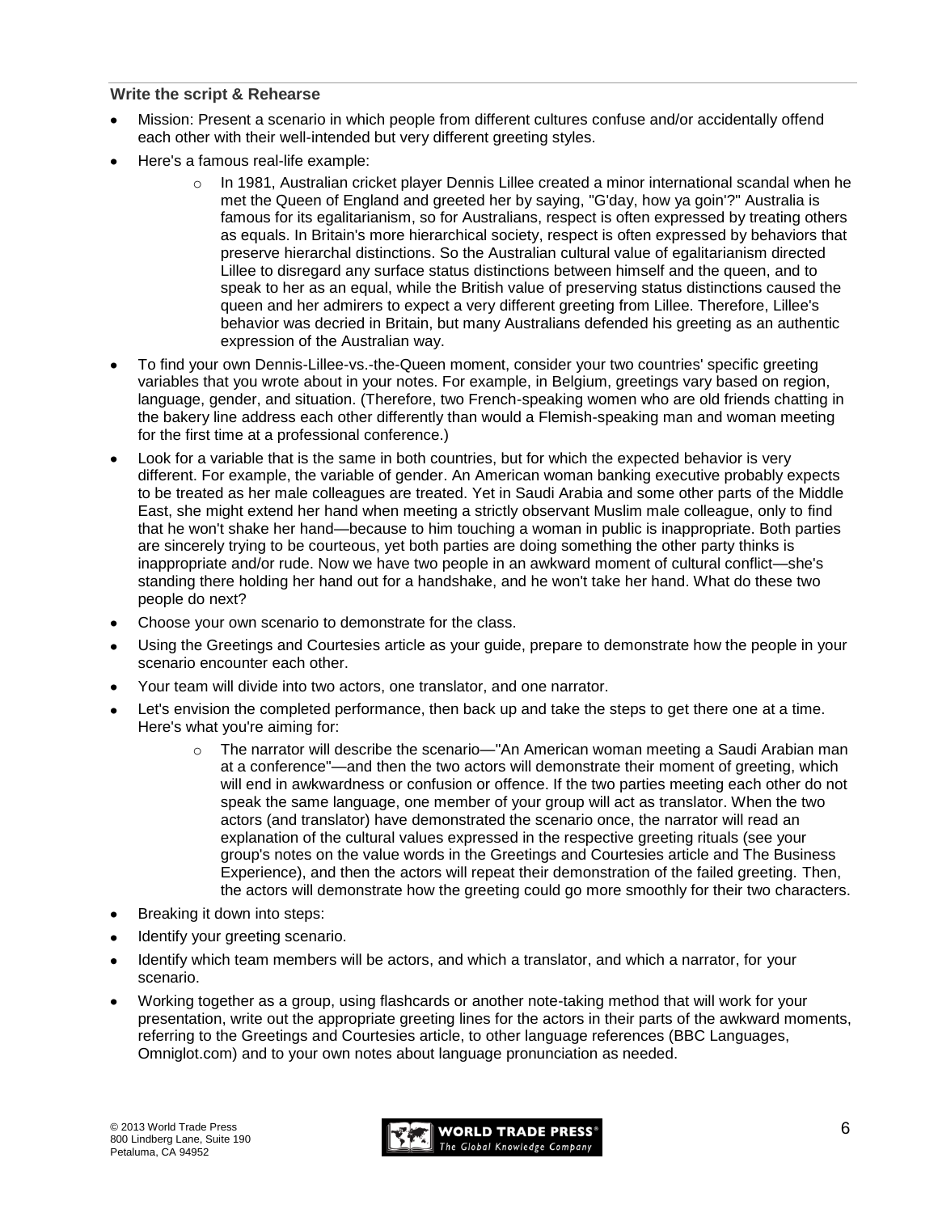**Write the script & Rehearse**

- Mission: Present a scenario in which people from different cultures confuse and/or accidentally offend each other with their well-intended but very different greeting styles.
- Here's a famous real-life example:
    - In 1981, Australian cricket player Dennis Lillee created a minor international scandal when he met the Queen of England and greeted her by saying, "G'day, how ya goin'?" Australia is famous for its egalitarianism, so for Australians, respect is often expressed by treating others as equals. In Britain's more hierarchical society, respect is often expressed by behaviors that preserve hierarchal distinctions. So the Australian cultural value of egalitarianism directed Lillee to disregard any surface status distinctions between himself and the queen, and to speak to her as an equal, while the British value of preserving status distinctions caused the queen and her admirers to expect a very different greeting from Lillee. Therefore, Lillee's behavior was decried in Britain, but many Australians defended his greeting as an authentic expression of the Australian way.
- To find your own Dennis-Lillee-vs.-the-Queen moment, consider your two countries' specific greeting variables that you wrote about in your notes. For example, in Belgium, greetings vary based on region, language, gender, and situation. (Therefore, two French-speaking women who are old friends chatting in the bakery line address each other differently than would a Flemish-speaking man and woman meeting for the first time at a professional conference.)
- Look for a variable that is the same in both countries, but for which the expected behavior is very different. For example, the variable of gender. An American woman banking executive probably expects to be treated as her male colleagues are treated. Yet in Saudi Arabia and some other parts of the Middle East, she might extend her hand when meeting a strictly observant Muslim male colleague, only to find that he won't shake her hand—because to him touching a woman in public is inappropriate. Both parties are sincerely trying to be courteous, yet both parties are doing something the other party thinks is inappropriate and/or rude. Now we have two people in an awkward moment of cultural conflict—she's standing there holding her hand out for a handshake, and he won't take her hand. What do these two people do next?
- Choose your own scenario to demonstrate for the class.
- Using the Greetings and Courtesies article as your guide, prepare to demonstrate how the people in your scenario encounter each other.
- Your team will divide into two actors, one translator, and one narrator.
- Let's envision the completed performance, then back up and take the steps to get there one at a time. Here's what you're aiming for:
    - The narrator will describe the scenario—"An American woman meeting a Saudi Arabian man at a conference"—and then the two actors will demonstrate their moment of greeting, which will end in awkwardness or confusion or offence. If the two parties meeting each other do not speak the same language, one member of your group will act as translator. When the two actors (and translator) have demonstrated the scenario once, the narrator will read an explanation of the cultural values expressed in the respective greeting rituals (see your group's notes on the value words in the Greetings and Courtesies article and The Business Experience), and then the actors will repeat their demonstration of the failed greeting. Then, the actors will demonstrate how the greeting could go more smoothly for their two characters.
- Breaking it down into steps:
- Identify your greeting scenario.
- Identify which team members will be actors, and which a translator, and which a narrator, for your scenario.
- Working together as a group, using flashcards or another note-taking method that will work for your presentation, write out the appropriate greeting lines for the actors in their parts of the awkward moments, referring to the Greetings and Courtesies article, to other language references (BBC Languages, Omniglot.com) and to your own notes about language pronunciation as needed.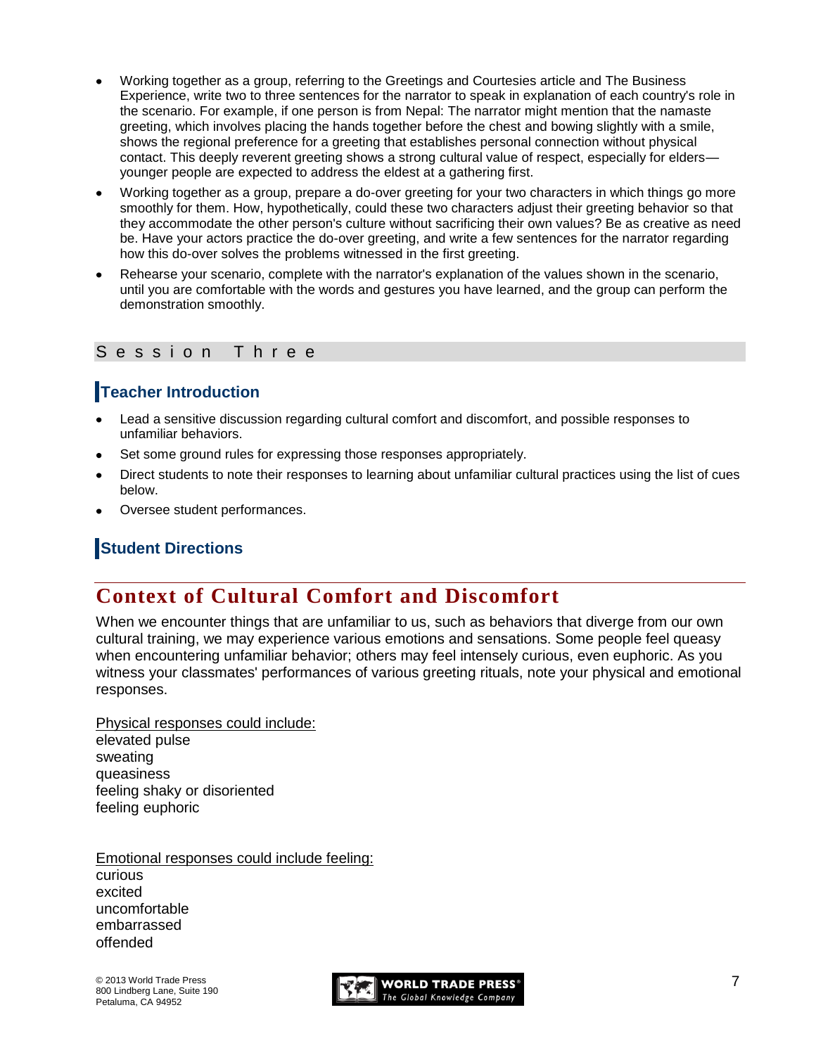- Working together as a group, referring to the Greetings and Courtesies article and The Business Experience, write two to three sentences for the narrator to speak in explanation of each country's role in the scenario. For example, if one person is from Nepal: The narrator might mention that the namaste greeting, which involves placing the hands together before the chest and bowing slightly with a smile, shows the regional preference for a greeting that establishes personal connection without physical contact. This deeply reverent greeting shows a strong cultural value of respect, especially for elders—younger people are expected to address the eldest at a gathering first.
- Working together as a group, prepare a do-over greeting for your two characters in which things go more smoothly for them. How, hypothetically, could these two characters adjust their greeting behavior so that they accommodate the other person's culture without sacrificing their own values? Be as creative as need be. Have your actors practice the do-over greeting, and write a few sentences for the narrator regarding how this do-over solves the problems witnessed in the first greeting.
- Rehearse your scenario, complete with the narrator's explanation of the values shown in the scenario, until you are comfortable with the words and gestures you have learned, and the group can perform the demonstration smoothly.

## Session Three

### Teacher Introduction

- Lead a sensitive discussion regarding cultural comfort and discomfort, and possible responses to unfamiliar behaviors.
- Set some ground rules for expressing those responses appropriately.
- Direct students to note their responses to learning about unfamiliar cultural practices using the list of cues below.
- Oversee student performances.

### Student Directions

## Context of Cultural Comfort and Discomfort

When we encounter things that are unfamiliar to us, such as behaviors that diverge from our own cultural training, we may experience various emotions and sensations. Some people feel queasy when encountering unfamiliar behavior; others may feel intensely curious, even euphoric. As you witness your classmates' performances of various greeting rituals, note your physical and emotional responses.

Physical responses could include:
elevated pulse
sweating
queasiness
feeling shaky or disoriented
feeling euphoric

Emotional responses could include feeling:
curious
excited
uncomfortable
embarrassed
offended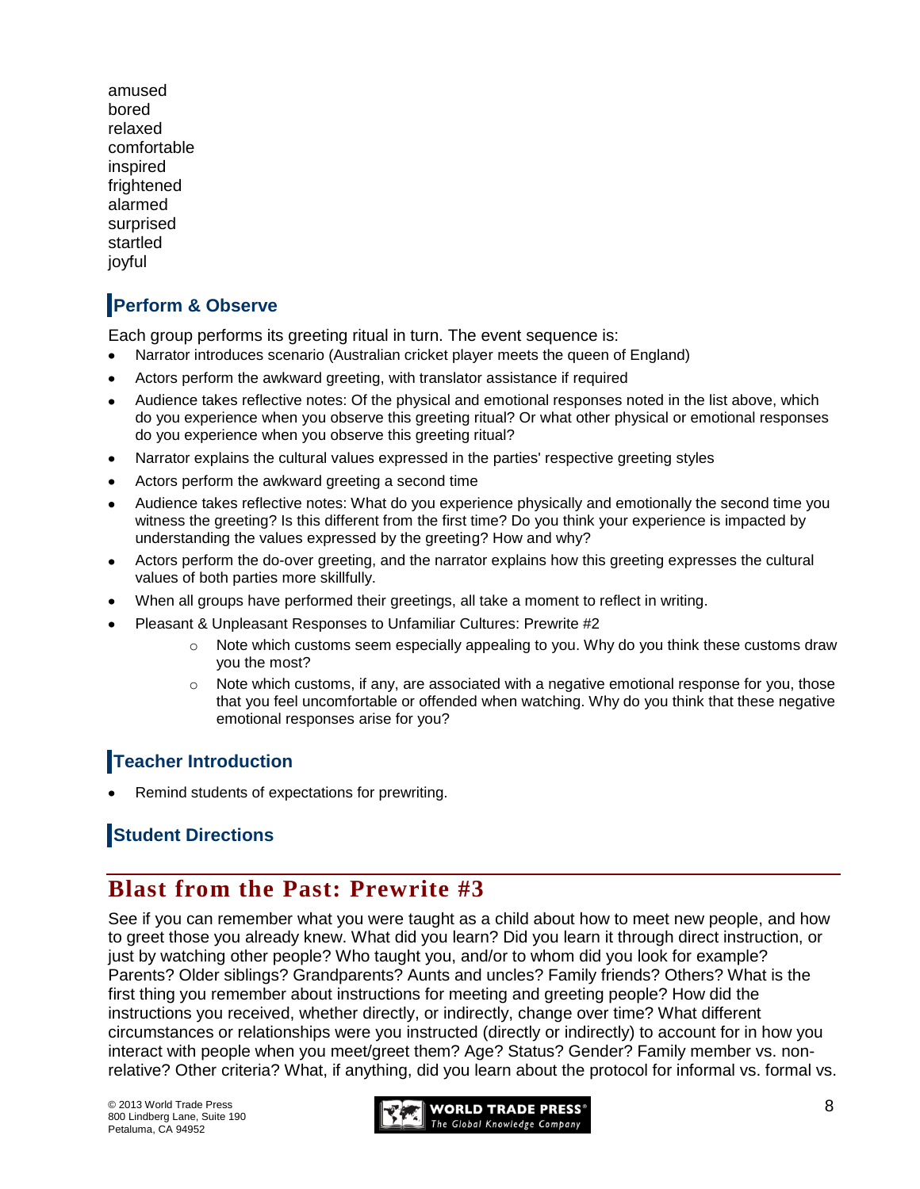amused
bored
relaxed
comfortable
inspired
frightened
alarmed
surprised
startled
joyful

## Perform & Observe

Each group performs its greeting ritual in turn. The event sequence is:

- Narrator introduces scenario (Australian cricket player meets the queen of England)
- Actors perform the awkward greeting, with translator assistance if required
- Audience takes reflective notes: Of the physical and emotional responses noted in the list above, which do you experience when you observe this greeting ritual? Or what other physical or emotional responses do you experience when you observe this greeting ritual?
- Narrator explains the cultural values expressed in the parties' respective greeting styles
- Actors perform the awkward greeting a second time
- Audience takes reflective notes: What do you experience physically and emotionally the second time you witness the greeting? Is this different from the first time? Do you think your experience is impacted by understanding the values expressed by the greeting? How and why?
- Actors perform the do-over greeting, and the narrator explains how this greeting expresses the cultural values of both parties more skillfully.
- When all groups have performed their greetings, all take a moment to reflect in writing.
- Pleasant & Unpleasant Responses to Unfamiliar Cultures: Prewrite #2
    - Note which customs seem especially appealing to you. Why do you think these customs draw you the most?
    - Note which customs, if any, are associated with a negative emotional response for you, those that you feel uncomfortable or offended when watching. Why do you think that these negative emotional responses arise for you?

## Teacher Introduction

- Remind students of expectations for prewriting.

## Student Directions

# Blast from the Past: Prewrite #3

See if you can remember what you were taught as a child about how to meet new people, and how to greet those you already knew. What did you learn? Did you learn it through direct instruction, or just by watching other people? Who taught you, and/or to whom did you look for example? Parents? Older siblings? Grandparents? Aunts and uncles? Family friends? Others? What is the first thing you remember about instructions for meeting and greeting people? How did the instructions you received, whether directly, or indirectly, change over time? What different circumstances or relationships were you instructed (directly or indirectly) to account for in how you interact with people when you meet/greet them? Age? Status? Gender? Family member vs. non-relative? Other criteria? What, if anything, did you learn about the protocol for informal vs. formal vs.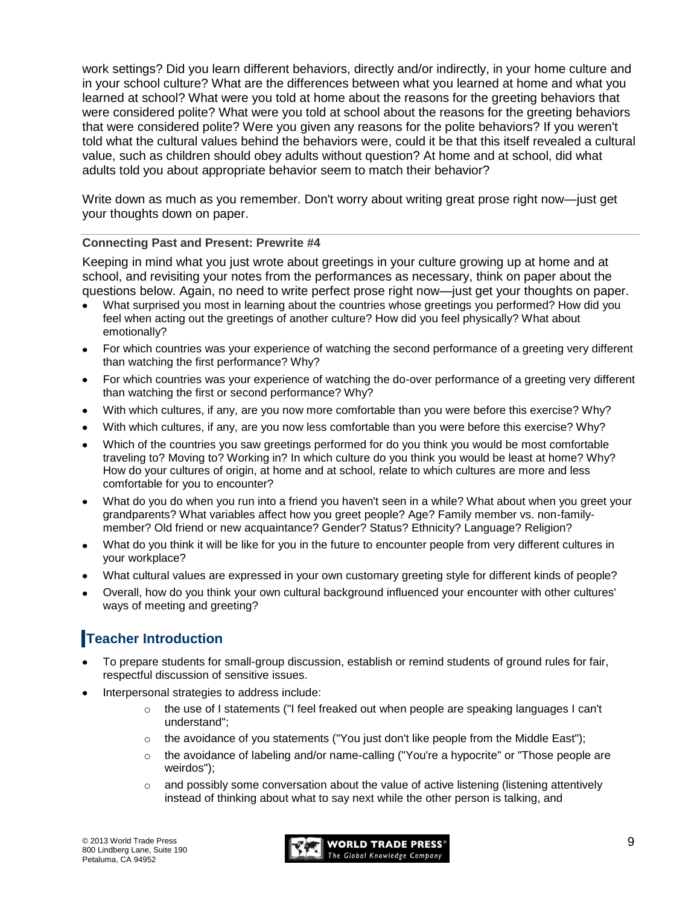work settings? Did you learn different behaviors, directly and/or indirectly, in your home culture and in your school culture? What are the differences between what you learned at home and what you learned at school? What were you told at home about the reasons for the greeting behaviors that were considered polite? What were you told at school about the reasons for the greeting behaviors that were considered polite? Were you given any reasons for the polite behaviors? If you weren't told what the cultural values behind the behaviors were, could it be that this itself revealed a cultural value, such as children should obey adults without question? At home and at school, did what adults told you about appropriate behavior seem to match their behavior?

Write down as much as you remember. Don't worry about writing great prose right now—just get your thoughts down on paper.

**Connecting Past and Present: Prewrite #4**

Keeping in mind what you just wrote about greetings in your culture growing up at home and at school, and revisiting your notes from the performances as necessary, think on paper about the questions below. Again, no need to write perfect prose right now—just get your thoughts on paper.

- What surprised you most in learning about the countries whose greetings you performed? How did you feel when acting out the greetings of another culture? How did you feel physically? What about emotionally?
- For which countries was your experience of watching the second performance of a greeting very different than watching the first performance? Why?
- For which countries was your experience of watching the do-over performance of a greeting very different than watching the first or second performance? Why?
- With which cultures, if any, are you now more comfortable than you were before this exercise? Why?
- With which cultures, if any, are you now less comfortable than you were before this exercise? Why?
- Which of the countries you saw greetings performed for do you think you would be most comfortable traveling to? Moving to? Working in? In which culture do you think you would be least at home? Why? How do your cultures of origin, at home and at school, relate to which cultures are more and less comfortable for you to encounter?
- What do you do when you run into a friend you haven't seen in a while? What about when you greet your grandparents? What variables affect how you greet people? Age? Family member vs. non-family-member? Old friend or new acquaintance? Gender? Status? Ethnicity? Language? Religion?
- What do you think it will be like for you in the future to encounter people from very different cultures in your workplace?
- What cultural values are expressed in your own customary greeting style for different kinds of people?
- Overall, how do you think your own cultural background influenced your encounter with other cultures' ways of meeting and greeting?

## Teacher Introduction

- To prepare students for small-group discussion, establish or remind students of ground rules for fair, respectful discussion of sensitive issues.
- Interpersonal strategies to address include:
    - the use of I statements ("I feel freaked out when people are speaking languages I can't understand";
    - the avoidance of you statements ("You just don't like people from the Middle East");
    - the avoidance of labeling and/or name-calling ("You're a hypocrite" or "Those people are weirdos");
    - and possibly some conversation about the value of active listening (listening attentively instead of thinking about what to say next while the other person is talking, and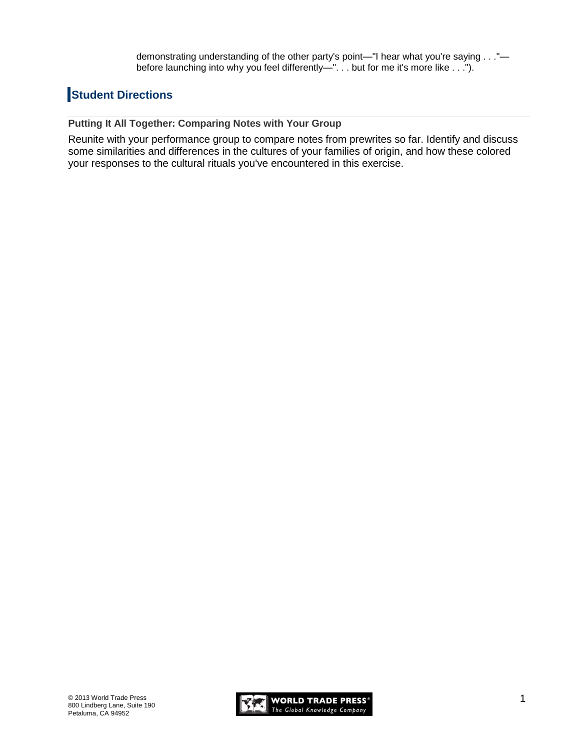demonstrating understanding of the other party's point—"I hear what you're saying . . ."—before launching into why you feel differently—". . . but for me it's more like . . .").

## Student Directions

### Putting It All Together: Comparing Notes with Your Group

Reunite with your performance group to compare notes from prewrites so far. Identify and discuss some similarities and differences in the cultures of your families of origin, and how these colored your responses to the cultural rituals you've encountered in this exercise.